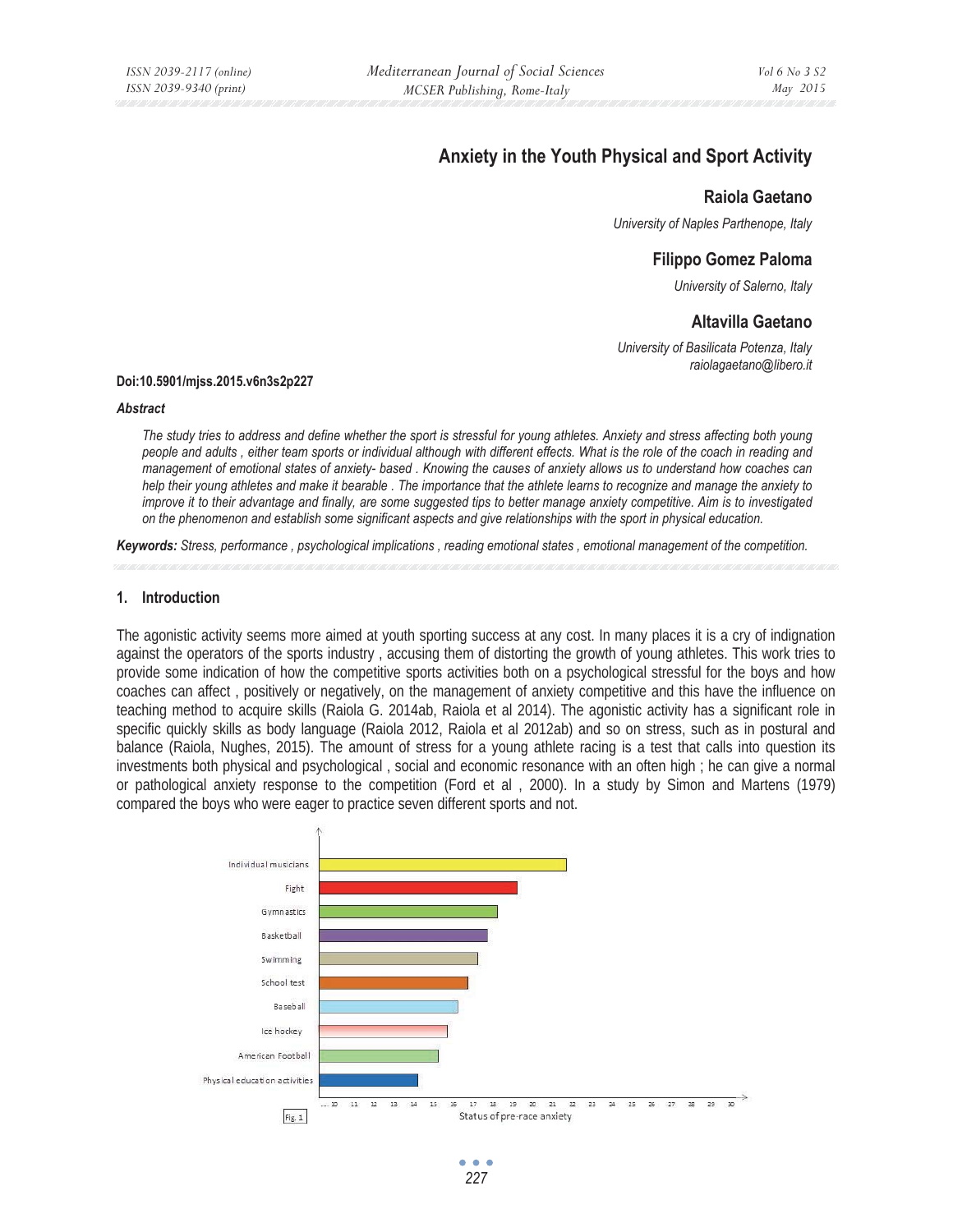# Anxiety in the Youth Physical and Sport Activity

**Raiola Gaetano**

*University of Naples Parthenope, Italy*

**Filippo Gomez Paloma**

*University of Salerno, Italy*

**Altavilla Gaetano**

*University of Basilicata Potenza, Italy*
*raiolagaetano@libero.it*

**Doi:10.5901/mjss.2015.v6n3s2p227**

***Abstract***

*The study tries to address and define whether the sport is stressful for young athletes. Anxiety and stress affecting both young people and adults , either team sports or individual although with different effects. What is the role of the coach in reading and management of emotional states of anxiety- based . Knowing the causes of anxiety allows us to understand how coaches can help their young athletes and make it bearable . The importance that the athlete learns to recognize and manage the anxiety to improve it to their advantage and finally, are some suggested tips to better manage anxiety competitive. Aim is to investigated on the phenomenon and establish some significant aspects and give relationships with the sport in physical education.*

***Keywords:*** *Stress, performance , psychological implications , reading emotional states , emotional management of the competition.*

## 1. Introduction

The agonistic activity seems more aimed at youth sporting success at any cost. In many places it is a cry of indignation against the operators of the sports industry , accusing them of distorting the growth of young athletes. This work tries to provide some indication of how the competitive sports activities both on a psychological stressful for the boys and how coaches can affect , positively or negatively, on the management of anxiety competitive and this have the influence on teaching method to acquire skills (Raiola G. 2014ab, Raiola et al 2014). The agonistic activity has a significant role in specific quickly skills as body language (Raiola 2012, Raiola et al 2012ab) and so on stress, such as in postural and balance (Raiola, Nughes, 2015). The amount of stress for a young athlete racing is a test that calls into question its investments both physical and psychological , social and economic resonance with an often high ; he can give a normal or pathological anxiety response to the competition (Ford et al , 2000). In a study by Simon and Martens (1979) compared the boys who were eager to practice seven different sports and not.

Fig. 1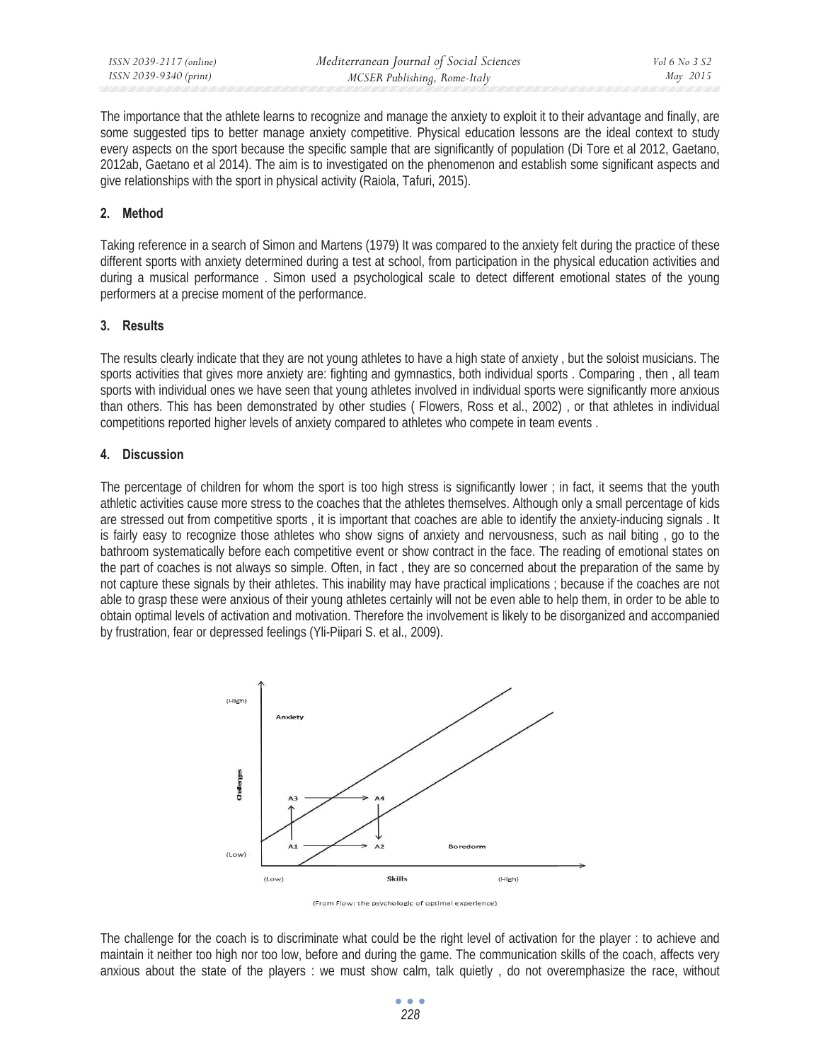The importance that the athlete learns to recognize and manage the anxiety to exploit it to their advantage and finally, are some suggested tips to better manage anxiety competitive. Physical education lessons are the ideal context to study every aspects on the sport because the specific sample that are significantly of population (Di Tore et al 2012, Gaetano, 2012ab, Gaetano et al 2014). The aim is to investigated on the phenomenon and establish some significant aspects and give relationships with the sport in physical activity (Raiola, Tafuri, 2015).

## 2. Method

Taking reference in a search of Simon and Martens (1979) It was compared to the anxiety felt during the practice of these different sports with anxiety determined during a test at school, from participation in the physical education activities and during a musical performance . Simon used a psychological scale to detect different emotional states of the young performers at a precise moment of the performance.

## 3. Results

The results clearly indicate that they are not young athletes to have a high state of anxiety , but the soloist musicians. The sports activities that gives more anxiety are: fighting and gymnastics, both individual sports . Comparing , then , all team sports with individual ones we have seen that young athletes involved in individual sports were significantly more anxious than others. This has been demonstrated by other studies ( Flowers, Ross et al., 2002) , or that athletes in individual competitions reported higher levels of anxiety compared to athletes who compete in team events .

## 4. Discussion

The percentage of children for whom the sport is too high stress is significantly lower ; in fact, it seems that the youth athletic activities cause more stress to the coaches that the athletes themselves. Although only a small percentage of kids are stressed out from competitive sports , it is important that coaches are able to identify the anxiety-inducing signals . It is fairly easy to recognize those athletes who show signs of anxiety and nervousness, such as nail biting , go to the bathroom systematically before each competitive event or show contract in the face. The reading of emotional states on the part of coaches is not always so simple. Often, in fact , they are so concerned about the preparation of the same by not capture these signals by their athletes. This inability may have practical implications ; because if the coaches are not able to grasp these were anxious of their young athletes certainly will not be even able to help them, in order to be able to obtain optimal levels of activation and motivation. Therefore the involvement is likely to be disorganized and accompanied by frustration, fear or depressed feelings (Yli-Piipari S. et al., 2009).

(From Flow: the psychologic of optimal experience)

The challenge for the coach is to discriminate what could be the right level of activation for the player : to achieve and maintain it neither too high nor too low, before and during the game. The communication skills of the coach, affects very anxious about the state of the players : we must show calm, talk quietly , do not overemphasize the race, without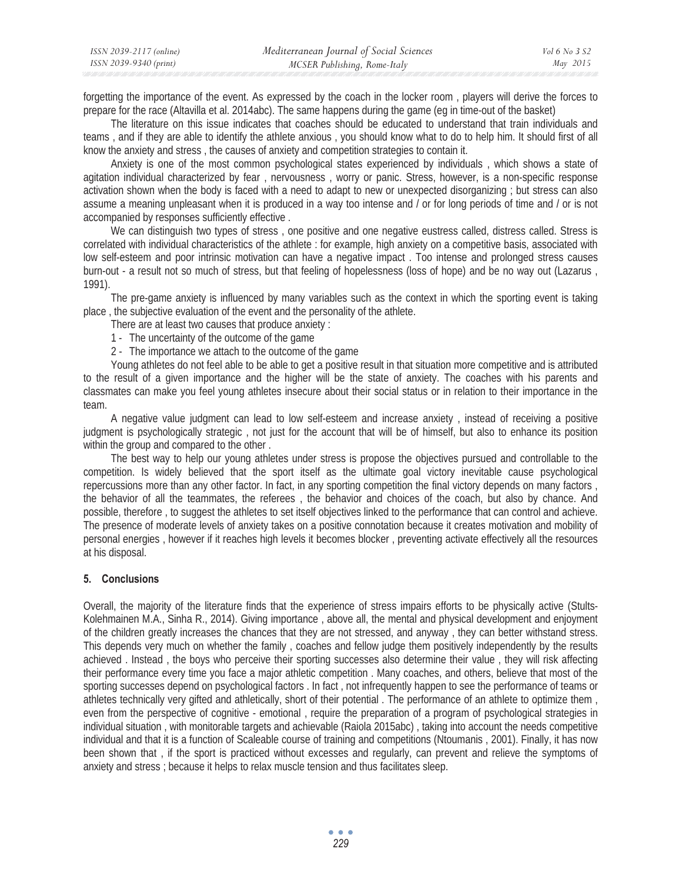forgetting the importance of the event. As expressed by the coach in the locker room , players will derive the forces to prepare for the race (Altavilla et al. 2014abc). The same happens during the game (eg in time-out of the basket)

The literature on this issue indicates that coaches should be educated to understand that train individuals and teams , and if they are able to identify the athlete anxious , you should know what to do to help him. It should first of all know the anxiety and stress , the causes of anxiety and competition strategies to contain it.

Anxiety is one of the most common psychological states experienced by individuals , which shows a state of agitation individual characterized by fear , nervousness , worry or panic. Stress, however, is a non-specific response activation shown when the body is faced with a need to adapt to new or unexpected disorganizing ; but stress can also assume a meaning unpleasant when it is produced in a way too intense and / or for long periods of time and / or is not accompanied by responses sufficiently effective .

We can distinguish two types of stress , one positive and one negative eustress called, distress called. Stress is correlated with individual characteristics of the athlete : for example, high anxiety on a competitive basis, associated with low self-esteem and poor intrinsic motivation can have a negative impact . Too intense and prolonged stress causes burn-out - a result not so much of stress, but that feeling of hopelessness (loss of hope) and be no way out (Lazarus , 1991).

The pre-game anxiety is influenced by many variables such as the context in which the sporting event is taking place , the subjective evaluation of the event and the personality of the athlete.

There are at least two causes that produce anxiety :

1 - The uncertainty of the outcome of the game
2 - The importance we attach to the outcome of the game

Young athletes do not feel able to be able to get a positive result in that situation more competitive and is attributed to the result of a given importance and the higher will be the state of anxiety. The coaches with his parents and classmates can make you feel young athletes insecure about their social status or in relation to their importance in the team.

A negative value judgment can lead to low self-esteem and increase anxiety , instead of receiving a positive judgment is psychologically strategic , not just for the account that will be of himself, but also to enhance its position within the group and compared to the other .

The best way to help our young athletes under stress is propose the objectives pursued and controllable to the competition. Is widely believed that the sport itself as the ultimate goal victory inevitable cause psychological repercussions more than any other factor. In fact, in any sporting competition the final victory depends on many factors , the behavior of all the teammates, the referees , the behavior and choices of the coach, but also by chance. And possible, therefore , to suggest the athletes to set itself objectives linked to the performance that can control and achieve. The presence of moderate levels of anxiety takes on a positive connotation because it creates motivation and mobility of personal energies , however if it reaches high levels it becomes blocker , preventing activate effectively all the resources at his disposal.

## 5. Conclusions

Overall, the majority of the literature finds that the experience of stress impairs efforts to be physically active (Stults-Kolehmainen M.A., Sinha R., 2014). Giving importance , above all, the mental and physical development and enjoyment of the children greatly increases the chances that they are not stressed, and anyway , they can better withstand stress. This depends very much on whether the family , coaches and fellow judge them positively independently by the results achieved . Instead , the boys who perceive their sporting successes also determine their value , they will risk affecting their performance every time you face a major athletic competition . Many coaches, and others, believe that most of the sporting successes depend on psychological factors . In fact , not infrequently happen to see the performance of teams or athletes technically very gifted and athletically, short of their potential . The performance of an athlete to optimize them , even from the perspective of cognitive - emotional , require the preparation of a program of psychological strategies in individual situation , with monitorable targets and achievable (Raiola 2015abc) , taking into account the needs competitive individual and that it is a function of Scaleable course of training and competitions (Ntoumanis , 2001). Finally, it has now been shown that , if the sport is practiced without excesses and regularly, can prevent and relieve the symptoms of anxiety and stress ; because it helps to relax muscle tension and thus facilitates sleep.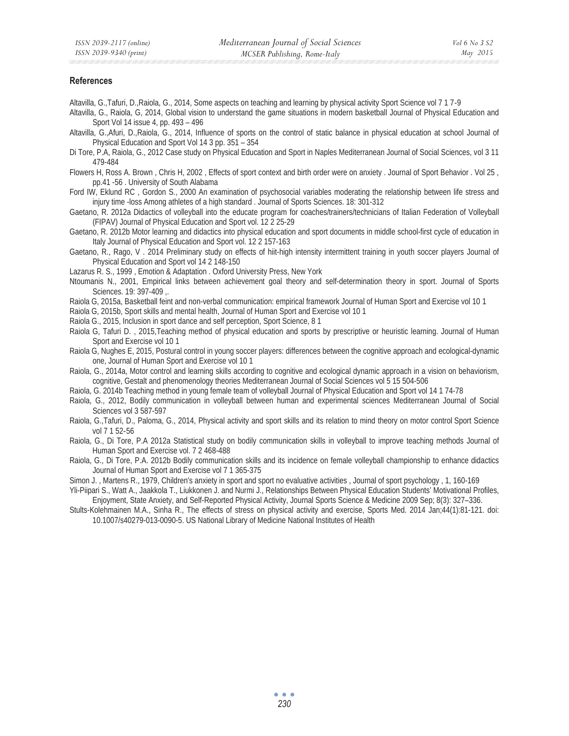## References

Altavilla, G.,Tafuri, D.,Raiola, G., 2014, Some aspects on teaching and learning by physical activity Sport Science vol 7 1 7-9

Altavilla, G., Raiola, G, 2014, Global vision to understand the game situations in modern basketball Journal of Physical Education and Sport Vol 14 issue 4, pp. 493 – 496

Altavilla, G.,Afuri, D.,Raiola, G., 2014, Influence of sports on the control of static balance in physical education at school Journal of Physical Education and Sport Vol 14 3 pp. 351 – 354

Di Tore, P.A, Raiola, G., 2012 Case study on Physical Education and Sport in Naples Mediterranean Journal of Social Sciences, vol 3 11 479-484

Flowers H, Ross A. Brown , Chris H, 2002 , Effects of sport context and birth order were on anxiety . Journal of Sport Behavior . Vol 25 , pp.41 -56 . University of South Alabama

Ford IW, Eklund RC , Gordon S., 2000 An examination of psychosocial variables moderating the relationship between life stress and injury time -loss Among athletes of a high standard . Journal of Sports Sciences. 18: 301-312

Gaetano, R. 2012a Didactics of volleyball into the educate program for coaches/trainers/technicians of Italian Federation of Volleyball (FIPAV) Journal of Physical Education and Sport vol. 12 2 25-29

Gaetano, R. 2012b Motor learning and didactics into physical education and sport documents in middle school-first cycle of education in Italy Journal of Physical Education and Sport vol. 12 2 157-163

Gaetano, R., Rago, V . 2014 Preliminary study on effects of hiit-high intensity intermittent training in youth soccer players Journal of Physical Education and Sport vol 14 2 148-150

Lazarus R. S., 1999 , Emotion & Adaptation . Oxford University Press, New York

Ntoumanis N., 2001, Empirical links between achievement goal theory and self-determination theory in sport. Journal of Sports Sciences. 19: 397-409 ,.

Raiola G, 2015a, Basketball feint and non-verbal communication: empirical framework Journal of Human Sport and Exercise vol 10 1

Raiola G, 2015b, Sport skills and mental health, Journal of Human Sport and Exercise vol 10 1

Raiola G., 2015, Inclusion in sport dance and self perception, Sport Science, 8 1

Raiola G, Tafuri D. , 2015,Teaching method of physical education and sports by prescriptive or heuristic learning. Journal of Human Sport and Exercise vol 10 1

Raiola G, Nughes E, 2015, Postural control in young soccer players: differences between the cognitive approach and ecological-dynamic one, Journal of Human Sport and Exercise vol 10 1

Raiola, G., 2014a, Motor control and learning skills according to cognitive and ecological dynamic approach in a vision on behaviorism, cognitive, Gestalt and phenomenology theories Mediterranean Journal of Social Sciences vol 5 15 504-506

Raiola, G. 2014b Teaching method in young female team of volleyball Journal of Physical Education and Sport vol 14 1 74-78

Raiola, G., 2012, Bodily communication in volleyball between human and experimental sciences Mediterranean Journal of Social Sciences vol 3 587-597

Raiola, G.,Tafuri, D., Paloma, G., 2014, Physical activity and sport skills and its relation to mind theory on motor control Sport Science vol 7 1 52-56

Raiola, G., Di Tore, P.A 2012a Statistical study on bodily communication skills in volleyball to improve teaching methods Journal of Human Sport and Exercise vol. 7 2 468-488

Raiola, G., Di Tore, P.A. 2012b Bodily communication skills and its incidence on female volleyball championship to enhance didactics Journal of Human Sport and Exercise vol 7 1 365-375

Simon J. , Martens R., 1979, Children's anxiety in sport and sport no evaluative activities , Journal of sport psychology , 1, 160-169

Yli-Piipari S., Watt A., Jaakkola T., Liukkonen J. and Nurmi J., Relationships Between Physical Education Students' Motivational Profiles, Enjoyment, State Anxiety, and Self-Reported Physical Activity, Journal Sports Science & Medicine 2009 Sep; 8(3): 327–336.

Stults-Kolehmainen M.A., Sinha R., The effects of stress on physical activity and exercise, Sports Med. 2014 Jan;44(1):81-121. doi: 10.1007/s40279-013-0090-5. US National Library of Medicine National Institutes of Health